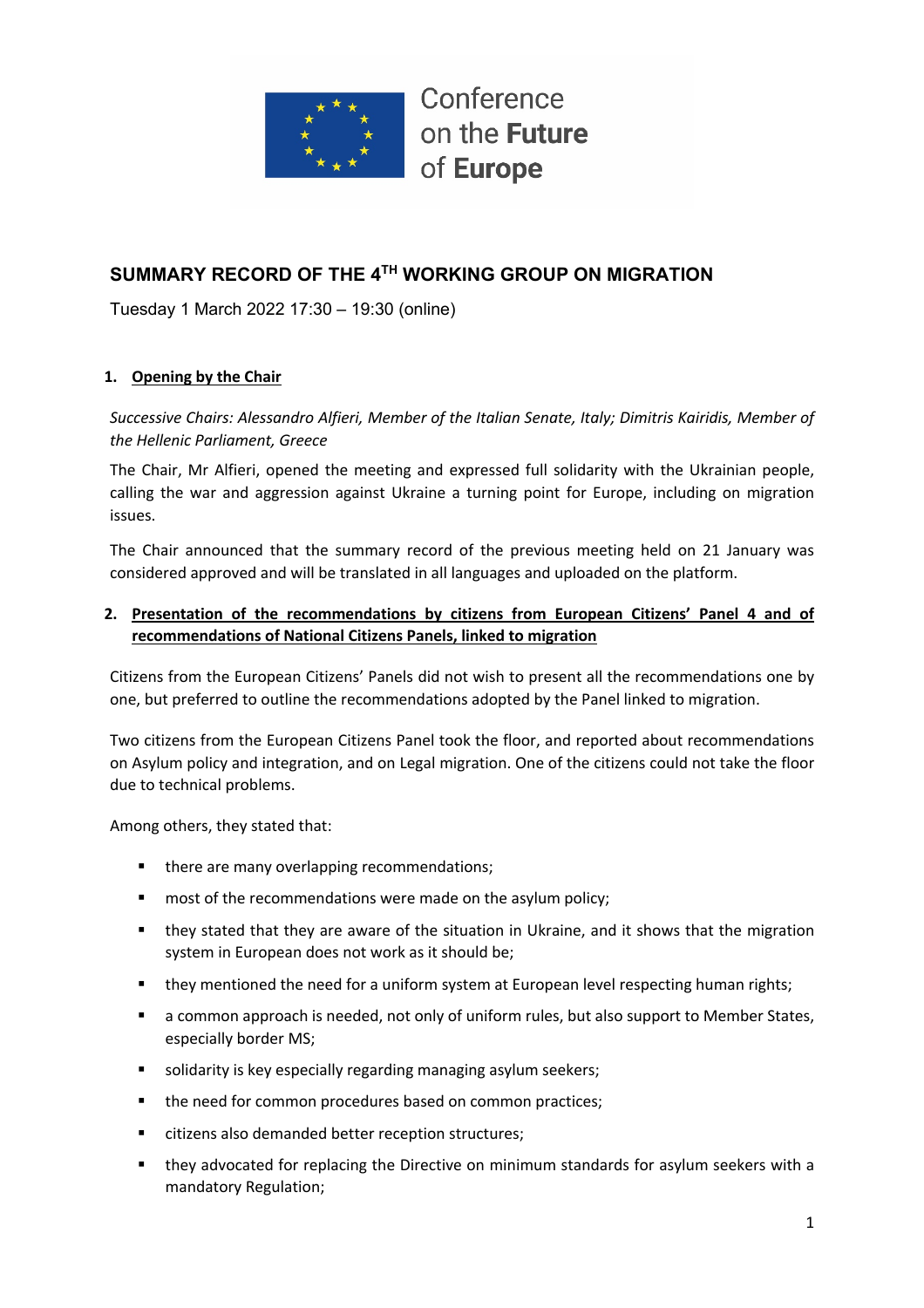Conference on the **Future** of **Europe**

# SUMMARY RECORD OF THE 4TH WORKING GROUP ON MIGRATION

Tuesday 1 March 2022 17:30 – 19:30 (online)

## 1. Opening by the Chair

*Successive Chairs: Alessandro Alfieri, Member of the Italian Senate, Italy; Dimitris Kairidis, Member of the Hellenic Parliament, Greece*

The Chair, Mr Alfieri, opened the meeting and expressed full solidarity with the Ukrainian people, calling the war and aggression against Ukraine a turning point for Europe, including on migration issues.

The Chair announced that the summary record of the previous meeting held on 21 January was considered approved and will be translated in all languages and uploaded on the platform.

## 2. Presentation of the recommendations by citizens from European Citizens' Panel 4 and of recommendations of National Citizens Panels, linked to migration

Citizens from the European Citizens' Panels did not wish to present all the recommendations one by one, but preferred to outline the recommendations adopted by the Panel linked to migration.

Two citizens from the European Citizens Panel took the floor, and reported about recommendations on Asylum policy and integration, and on Legal migration. One of the citizens could not take the floor due to technical problems.

Among others, they stated that:

- there are many overlapping recommendations;
- most of the recommendations were made on the asylum policy;
- they stated that they are aware of the situation in Ukraine, and it shows that the migration system in European does not work as it should be;
- they mentioned the need for a uniform system at European level respecting human rights;
- a common approach is needed, not only of uniform rules, but also support to Member States, especially border MS;
- solidarity is key especially regarding managing asylum seekers;
- the need for common procedures based on common practices;
- citizens also demanded better reception structures;
- they advocated for replacing the Directive on minimum standards for asylum seekers with a mandatory Regulation;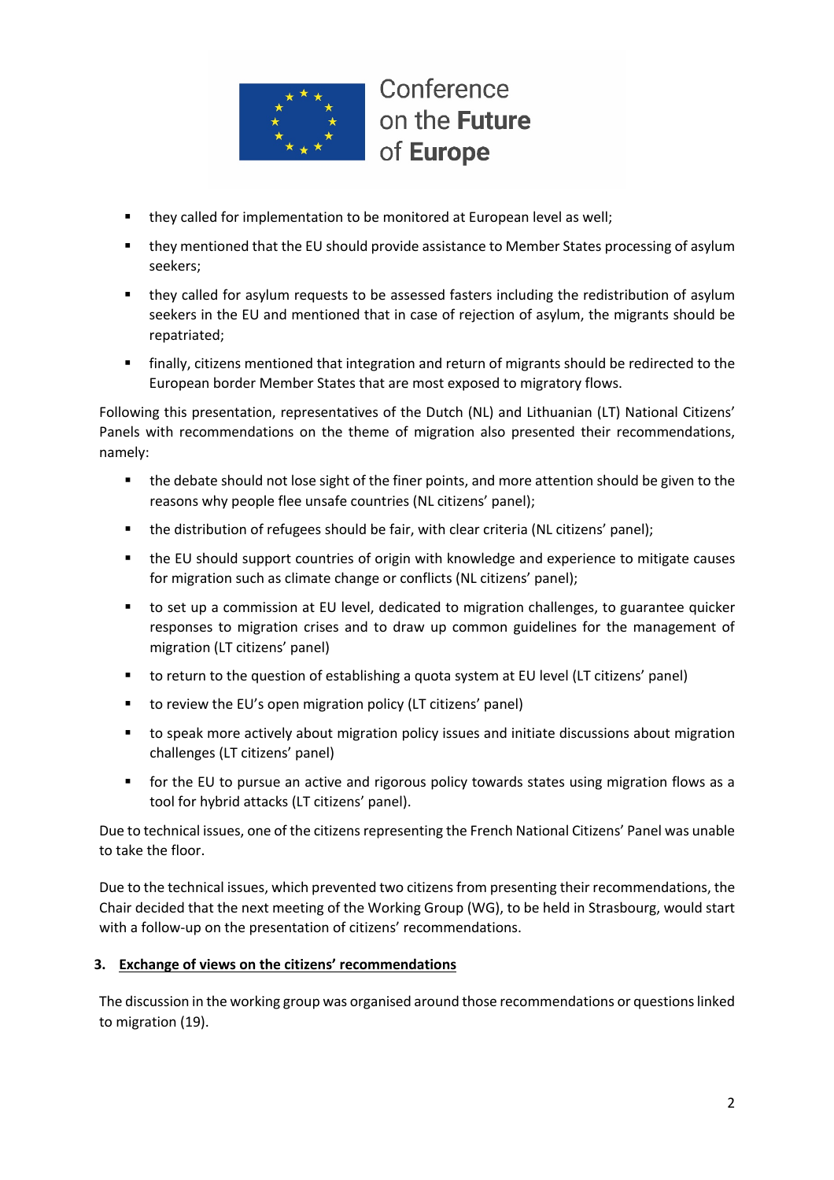- they called for implementation to be monitored at European level as well;
- they mentioned that the EU should provide assistance to Member States processing of asylum seekers;
- they called for asylum requests to be assessed fasters including the redistribution of asylum seekers in the EU and mentioned that in case of rejection of asylum, the migrants should be repatriated;
- finally, citizens mentioned that integration and return of migrants should be redirected to the European border Member States that are most exposed to migratory flows.

Following this presentation, representatives of the Dutch (NL) and Lithuanian (LT) National Citizens' Panels with recommendations on the theme of migration also presented their recommendations, namely:

- the debate should not lose sight of the finer points, and more attention should be given to the reasons why people flee unsafe countries (NL citizens' panel);
- the distribution of refugees should be fair, with clear criteria (NL citizens' panel);
- the EU should support countries of origin with knowledge and experience to mitigate causes for migration such as climate change or conflicts (NL citizens' panel);
- to set up a commission at EU level, dedicated to migration challenges, to guarantee quicker responses to migration crises and to draw up common guidelines for the management of migration (LT citizens' panel)
- to return to the question of establishing a quota system at EU level (LT citizens' panel)
- to review the EU's open migration policy (LT citizens' panel)
- to speak more actively about migration policy issues and initiate discussions about migration challenges (LT citizens' panel)
- for the EU to pursue an active and rigorous policy towards states using migration flows as a tool for hybrid attacks (LT citizens' panel).

Due to technical issues, one of the citizens representing the French National Citizens' Panel was unable to take the floor.

Due to the technical issues, which prevented two citizens from presenting their recommendations, the Chair decided that the next meeting of the Working Group (WG), to be held in Strasbourg, would start with a follow-up on the presentation of citizens' recommendations.

### 3. Exchange of views on the citizens' recommendations

The discussion in the working group was organised around those recommendations or questions linked to migration (19).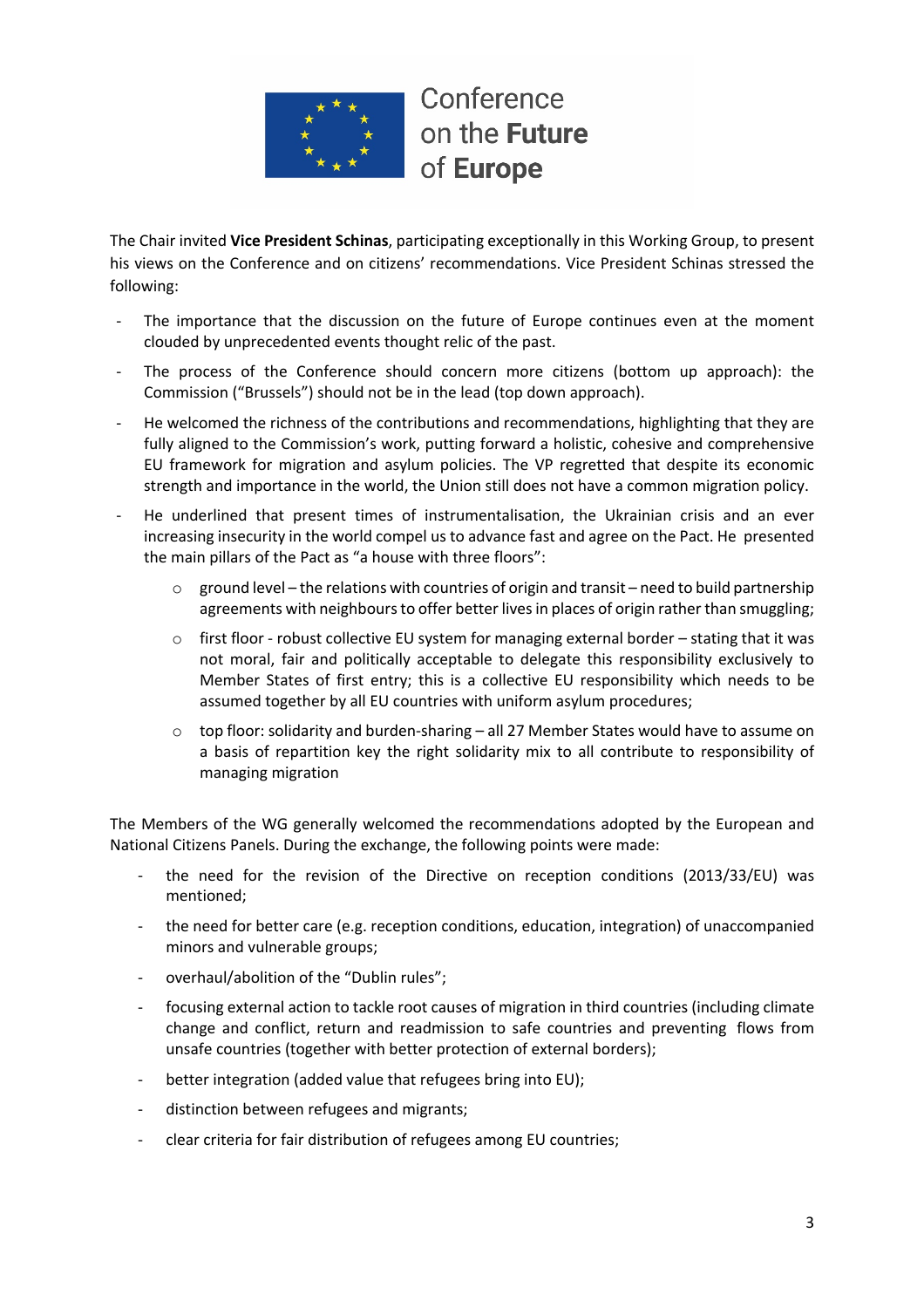The Chair invited **Vice President Schinas**, participating exceptionally in this Working Group, to present his views on the Conference and on citizens' recommendations. Vice President Schinas stressed the following:

- The importance that the discussion on the future of Europe continues even at the moment clouded by unprecedented events thought relic of the past.
- The process of the Conference should concern more citizens (bottom up approach): the Commission ("Brussels") should not be in the lead (top down approach).
- He welcomed the richness of the contributions and recommendations, highlighting that they are fully aligned to the Commission's work, putting forward a holistic, cohesive and comprehensive EU framework for migration and asylum policies. The VP regretted that despite its economic strength and importance in the world, the Union still does not have a common migration policy.
- He underlined that present times of instrumentalisation, the Ukrainian crisis and an ever increasing insecurity in the world compel us to advance fast and agree on the Pact. He presented the main pillars of the Pact as "a house with three floors":
    - ground level – the relations with countries of origin and transit – need to build partnership agreements with neighbours to offer better lives in places of origin rather than smuggling;
    - first floor - robust collective EU system for managing external border – stating that it was not moral, fair and politically acceptable to delegate this responsibility exclusively to Member States of first entry; this is a collective EU responsibility which needs to be assumed together by all EU countries with uniform asylum procedures;
    - top floor: solidarity and burden-sharing – all 27 Member States would have to assume on a basis of repartition key the right solidarity mix to all contribute to responsibility of managing migration

The Members of the WG generally welcomed the recommendations adopted by the European and National Citizens Panels. During the exchange, the following points were made:

- the need for the revision of the Directive on reception conditions (2013/33/EU) was mentioned;
- the need for better care (e.g. reception conditions, education, integration) of unaccompanied minors and vulnerable groups;
- overhaul/abolition of the "Dublin rules";
- focusing external action to tackle root causes of migration in third countries (including climate change and conflict, return and readmission to safe countries and preventing flows from unsafe countries (together with better protection of external borders);
- better integration (added value that refugees bring into EU);
- distinction between refugees and migrants;
- clear criteria for fair distribution of refugees among EU countries;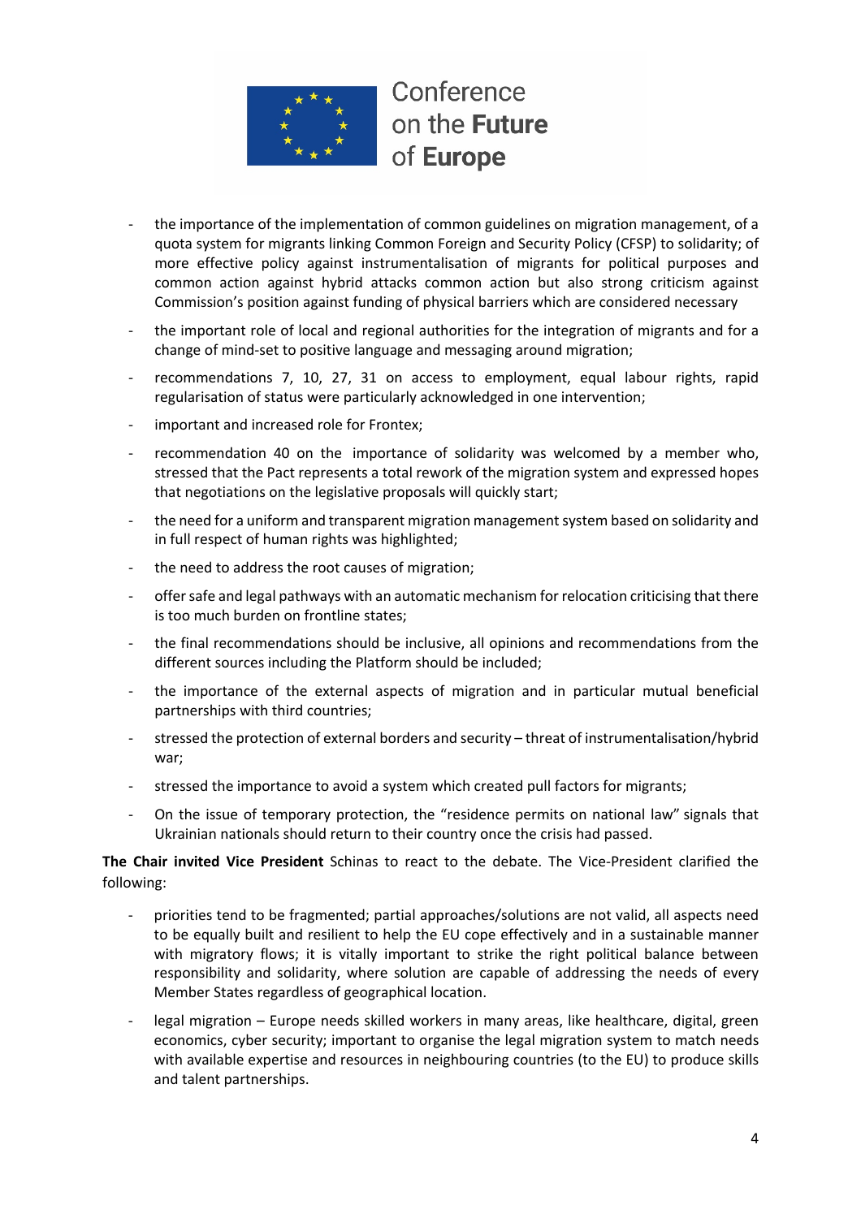- the importance of the implementation of common guidelines on migration management, of a quota system for migrants linking Common Foreign and Security Policy (CFSP) to solidarity; of more effective policy against instrumentalisation of migrants for political purposes and common action against hybrid attacks common action but also strong criticism against Commission's position against funding of physical barriers which are considered necessary
- the important role of local and regional authorities for the integration of migrants and for a change of mind-set to positive language and messaging around migration;
- recommendations 7, 10, 27, 31 on access to employment, equal labour rights, rapid regularisation of status were particularly acknowledged in one intervention;
- important and increased role for Frontex;
- recommendation 40 on the importance of solidarity was welcomed by a member who, stressed that the Pact represents a total rework of the migration system and expressed hopes that negotiations on the legislative proposals will quickly start;
- the need for a uniform and transparent migration management system based on solidarity and in full respect of human rights was highlighted;
- the need to address the root causes of migration;
- offer safe and legal pathways with an automatic mechanism for relocation criticising that there is too much burden on frontline states;
- the final recommendations should be inclusive, all opinions and recommendations from the different sources including the Platform should be included;
- the importance of the external aspects of migration and in particular mutual beneficial partnerships with third countries;
- stressed the protection of external borders and security – threat of instrumentalisation/hybrid war;
- stressed the importance to avoid a system which created pull factors for migrants;
- On the issue of temporary protection, the "residence permits on national law" signals that Ukrainian nationals should return to their country once the crisis had passed.

**The Chair invited Vice President** Schinas to react to the debate. The Vice-President clarified the following:

- priorities tend to be fragmented; partial approaches/solutions are not valid, all aspects need to be equally built and resilient to help the EU cope effectively and in a sustainable manner with migratory flows; it is vitally important to strike the right political balance between responsibility and solidarity, where solution are capable of addressing the needs of every Member States regardless of geographical location.
- legal migration – Europe needs skilled workers in many areas, like healthcare, digital, green economics, cyber security; important to organise the legal migration system to match needs with available expertise and resources in neighbouring countries (to the EU) to produce skills and talent partnerships.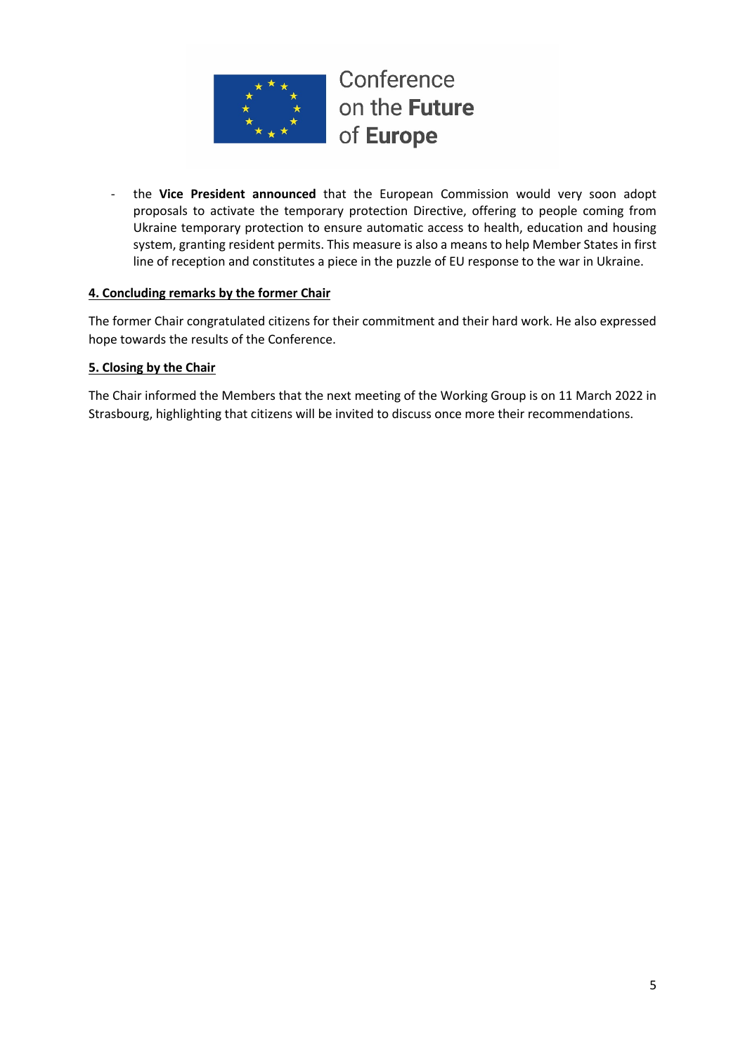- the **Vice President announced** that the European Commission would very soon adopt proposals to activate the temporary protection Directive, offering to people coming from Ukraine temporary protection to ensure automatic access to health, education and housing system, granting resident permits. This measure is also a means to help Member States in first line of reception and constitutes a piece in the puzzle of EU response to the war in Ukraine.

**4. Concluding remarks by the former Chair**

The former Chair congratulated citizens for their commitment and their hard work. He also expressed hope towards the results of the Conference.

**5. Closing by the Chair**

The Chair informed the Members that the next meeting of the Working Group is on 11 March 2022 in Strasbourg, highlighting that citizens will be invited to discuss once more their recommendations.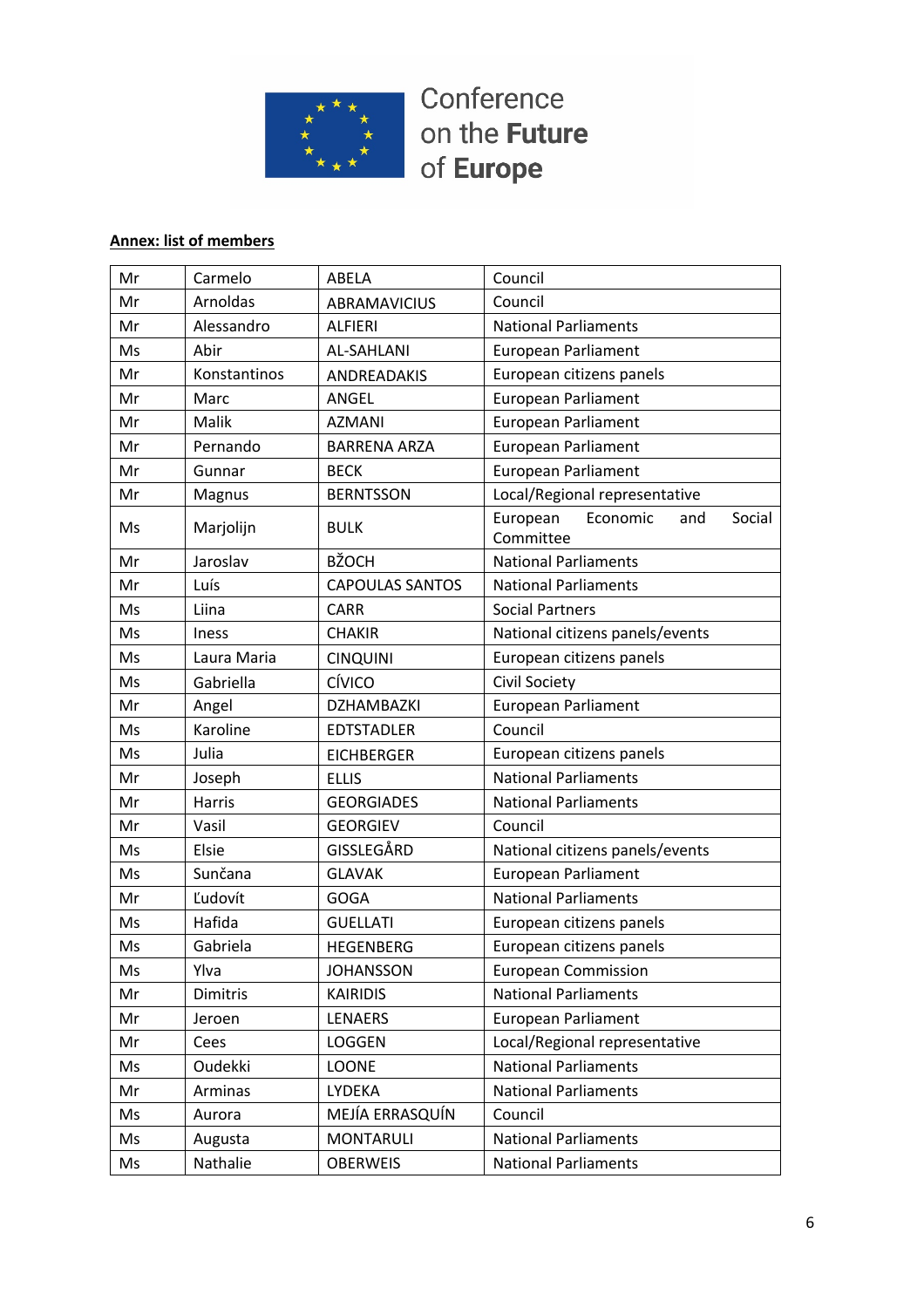Conference on the **Future** of **Europe**

**Annex: list of members**

| | | | |
|---|---|---|---|
| Mr | Carmelo | ABELA | Council |
| Mr | Arnoldas | ABRAMAVICIUS | Council |
| Mr | Alessandro | ALFIERI | National Parliaments |
| Ms | Abir | AL-SAHLANI | European Parliament |
| Mr | Konstantinos | ANDREADAKIS | European citizens panels |
| Mr | Marc | ANGEL | European Parliament |
| Mr | Malik | AZMANI | European Parliament |
| Mr | Pernando | BARRENA ARZA | European Parliament |
| Mr | Gunnar | BECK | European Parliament |
| Mr | Magnus | BERNTSSON | Local/Regional representative |
| Ms | Marjolijn | BULK | European Economic and Social Committee |
| Mr | Jaroslav | BŽOCH | National Parliaments |
| Mr | Luís | CAPOULAS SANTOS | National Parliaments |
| Ms | Liina | CARR | Social Partners |
| Ms | Iness | CHAKIR | National citizens panels/events |
| Ms | Laura Maria | CINQUINI | European citizens panels |
| Ms | Gabriella | CÍVICO | Civil Society |
| Mr | Angel | DZHAMBAZKI | European Parliament |
| Ms | Karoline | EDTSTADLER | Council |
| Ms | Julia | EICHBERGER | European citizens panels |
| Mr | Joseph | ELLIS | National Parliaments |
| Mr | Harris | GEORGIADES | National Parliaments |
| Mr | Vasil | GEORGIEV | Council |
| Ms | Elsie | GISSLEGÅRD | National citizens panels/events |
| Ms | Sunčana | GLAVAK | European Parliament |
| Mr | Ľudovít | GOGA | National Parliaments |
| Ms | Hafida | GUELLATI | European citizens panels |
| Ms | Gabriela | HEGENBERG | European citizens panels |
| Ms | Ylva | JOHANSSON | European Commission |
| Mr | Dimitris | KAIRIDIS | National Parliaments |
| Mr | Jeroen | LENAERS | European Parliament |
| Mr | Cees | LOGGEN | Local/Regional representative |
| Ms | Oudekki | LOONE | National Parliaments |
| Mr | Arminas | LYDEKA | National Parliaments |
| Ms | Aurora | MEJÍA ERRASQUÍN | Council |
| Ms | Augusta | MONTARULI | National Parliaments |
| Ms | Nathalie | OBERWEIS | National Parliaments |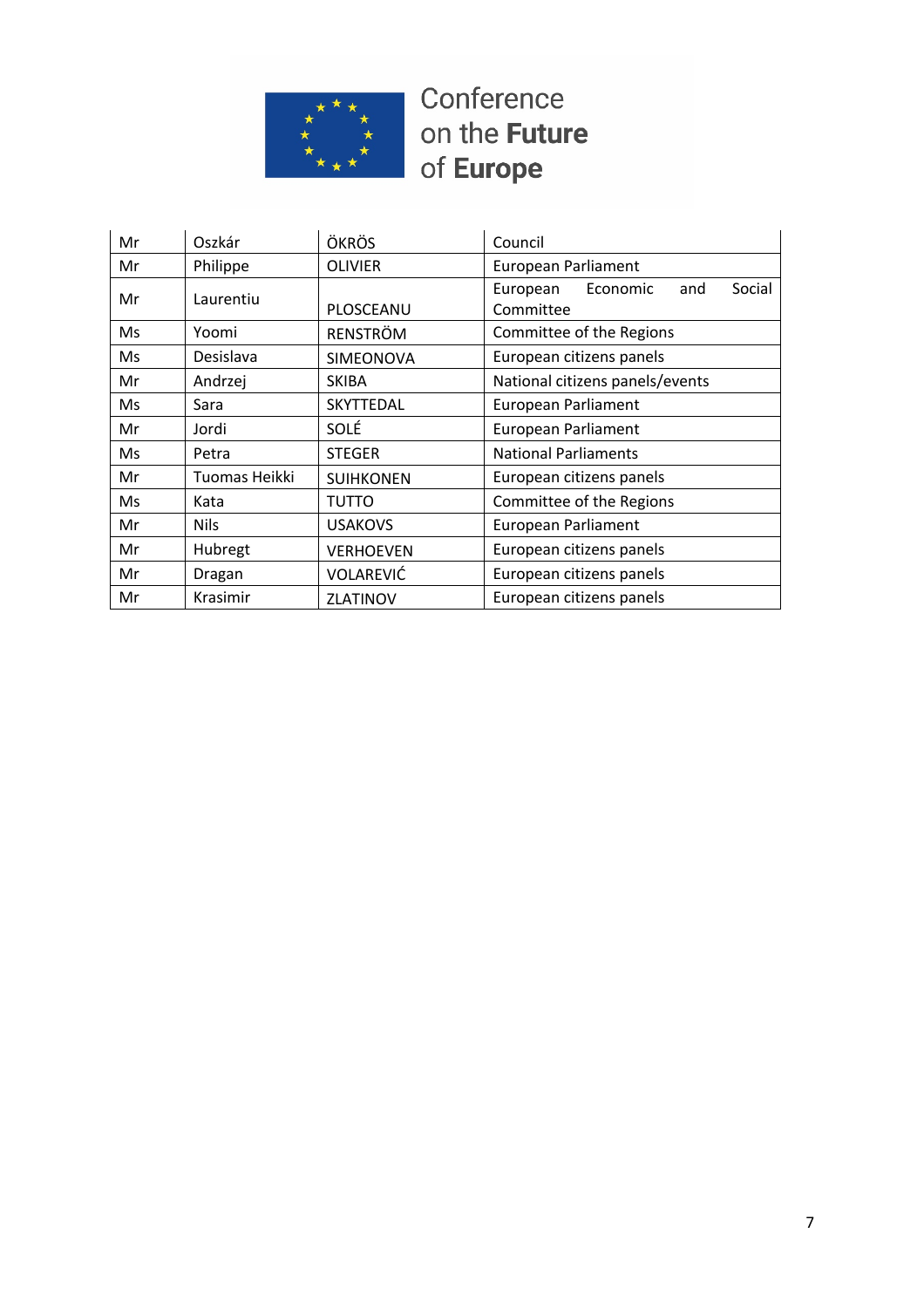| | | | |
|---|---|---|---|
| Mr | Oszkár | ÖKRÖS | Council |
| Mr | Philippe | OLIVIER | European Parliament |
| Mr | Laurentiu | PLOSCEANU | European Economic and Social Committee |
| Ms | Yoomi | RENSTRÖM | Committee of the Regions |
| Ms | Desislava | SIMEONOVA | European citizens panels |
| Mr | Andrzej | SKIBA | National citizens panels/events |
| Ms | Sara | SKYTTEDAL | European Parliament |
| Mr | Jordi | SOLÉ | European Parliament |
| Ms | Petra | STEGER | National Parliaments |
| Mr | Tuomas Heikki | SUIHKONEN | European citizens panels |
| Ms | Kata | TUTTO | Committee of the Regions |
| Mr | Nils | USAKOVS | European Parliament |
| Mr | Hubregt | VERHOEVEN | European citizens panels |
| Mr | Dragan | VOLAREVIĆ | European citizens panels |
| Mr | Krasimir | ZLATINOV | European citizens panels |